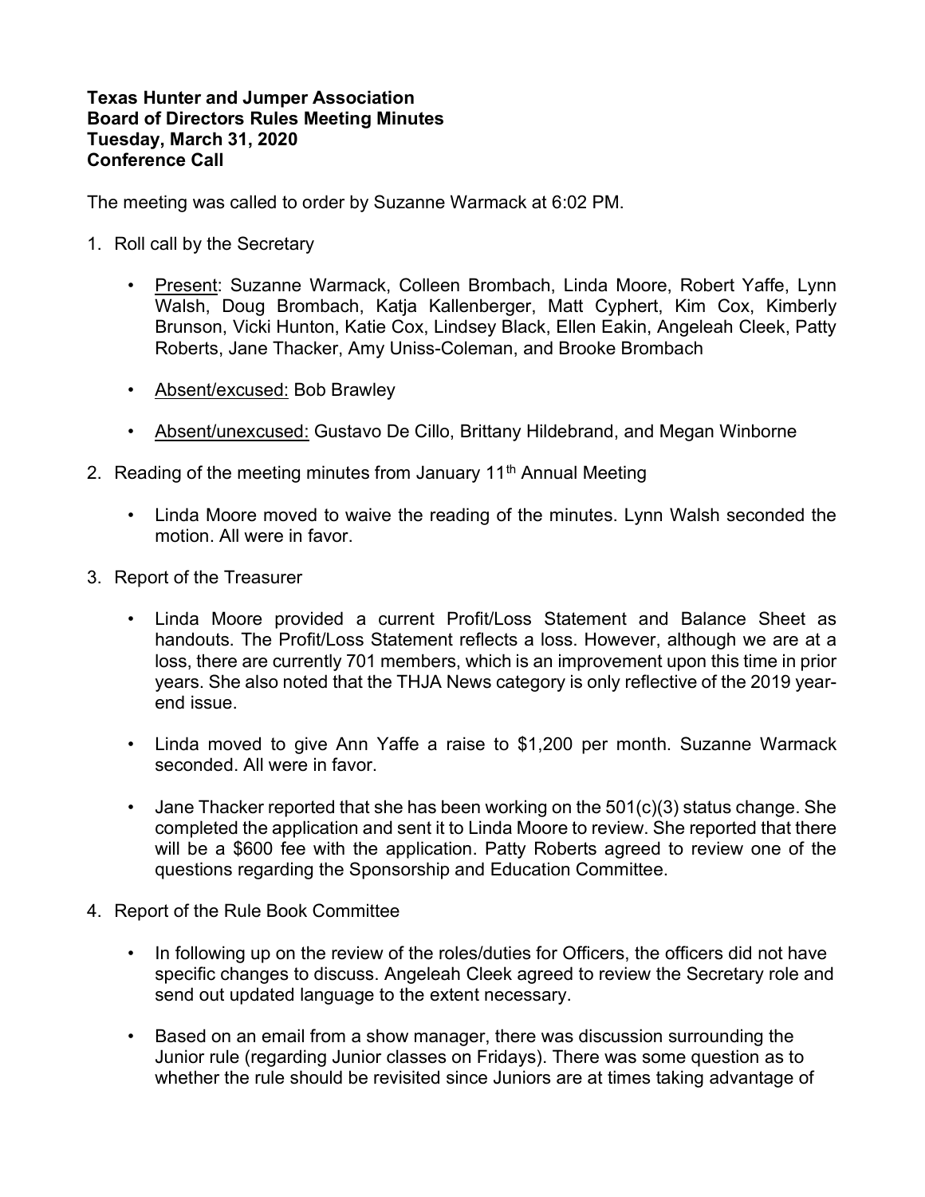**Texas Hunter and Jumper Association**
**Board of Directors Rules Meeting Minutes**
**Tuesday, March 31, 2020**
**Conference Call**

The meeting was called to order by Suzanne Warmack at 6:02 PM.

1. Roll call by the Secretary

   - Present: Suzanne Warmack, Colleen Brombach, Linda Moore, Robert Yaffe, Lynn Walsh, Doug Brombach, Katja Kallenberger, Matt Cyphert, Kim Cox, Kimberly Brunson, Vicki Hunton, Katie Cox, Lindsey Black, Ellen Eakin, Angeleah Cleek, Patty Roberts, Jane Thacker, Amy Uniss-Coleman, and Brooke Brombach

   - Absent/excused: Bob Brawley

   - Absent/unexcused: Gustavo De Cillo, Brittany Hildebrand, and Megan Winborne

2. Reading of the meeting minutes from January 11th Annual Meeting

   - Linda Moore moved to waive the reading of the minutes. Lynn Walsh seconded the motion. All were in favor.

3. Report of the Treasurer

   - Linda Moore provided a current Profit/Loss Statement and Balance Sheet as handouts. The Profit/Loss Statement reflects a loss. However, although we are at a loss, there are currently 701 members, which is an improvement upon this time in prior years. She also noted that the THJA News category is only reflective of the 2019 year-end issue.

   - Linda moved to give Ann Yaffe a raise to $1,200 per month. Suzanne Warmack seconded. All were in favor.

   - Jane Thacker reported that she has been working on the 501(c)(3) status change. She completed the application and sent it to Linda Moore to review. She reported that there will be a $600 fee with the application. Patty Roberts agreed to review one of the questions regarding the Sponsorship and Education Committee.

4. Report of the Rule Book Committee

   - In following up on the review of the roles/duties for Officers, the officers did not have specific changes to discuss. Angeleah Cleek agreed to review the Secretary role and send out updated language to the extent necessary.

   - Based on an email from a show manager, there was discussion surrounding the Junior rule (regarding Junior classes on Fridays). There was some question as to whether the rule should be revisited since Juniors are at times taking advantage of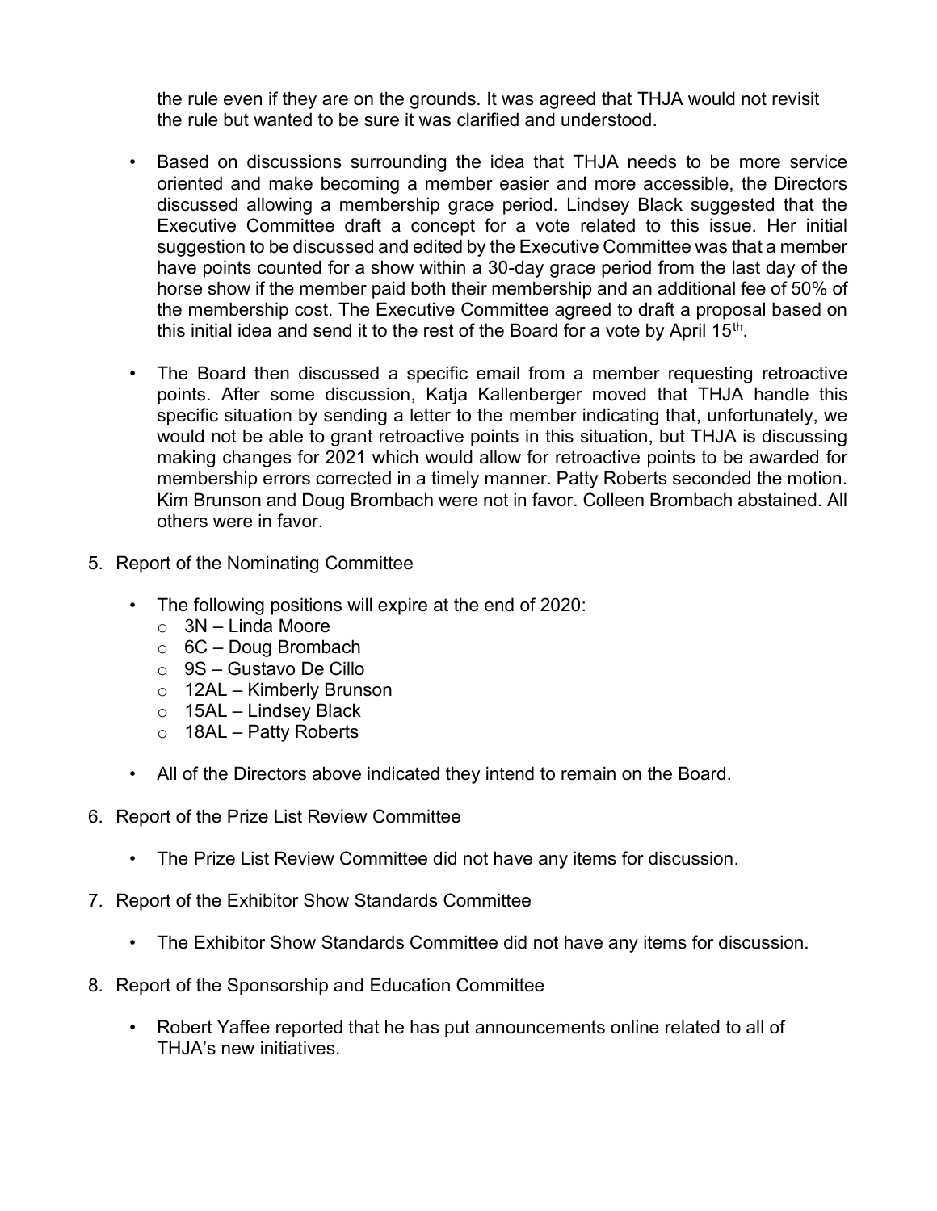the rule even if they are on the grounds. It was agreed that THJA would not revisit the rule but wanted to be sure it was clarified and understood.

- Based on discussions surrounding the idea that THJA needs to be more service oriented and make becoming a member easier and more accessible, the Directors discussed allowing a membership grace period. Lindsey Black suggested that the Executive Committee draft a concept for a vote related to this issue. Her initial suggestion to be discussed and edited by the Executive Committee was that a member have points counted for a show within a 30-day grace period from the last day of the horse show if the member paid both their membership and an additional fee of 50% of the membership cost. The Executive Committee agreed to draft a proposal based on this initial idea and send it to the rest of the Board for a vote by April 15th.

- The Board then discussed a specific email from a member requesting retroactive points. After some discussion, Katja Kallenberger moved that THJA handle this specific situation by sending a letter to the member indicating that, unfortunately, we would not be able to grant retroactive points in this situation, but THJA is discussing making changes for 2021 which would allow for retroactive points to be awarded for membership errors corrected in a timely manner. Patty Roberts seconded the motion. Kim Brunson and Doug Brombach were not in favor. Colleen Brombach abstained. All others were in favor.

5. Report of the Nominating Committee

   - The following positions will expire at the end of 2020:
     - 3N – Linda Moore
     - 6C – Doug Brombach
     - 9S – Gustavo De Cillo
     - 12AL – Kimberly Brunson
     - 15AL – Lindsey Black
     - 18AL – Patty Roberts

   - All of the Directors above indicated they intend to remain on the Board.

6. Report of the Prize List Review Committee

   - The Prize List Review Committee did not have any items for discussion.

7. Report of the Exhibitor Show Standards Committee

   - The Exhibitor Show Standards Committee did not have any items for discussion.

8. Report of the Sponsorship and Education Committee

   - Robert Yaffee reported that he has put announcements online related to all of THJA's new initiatives.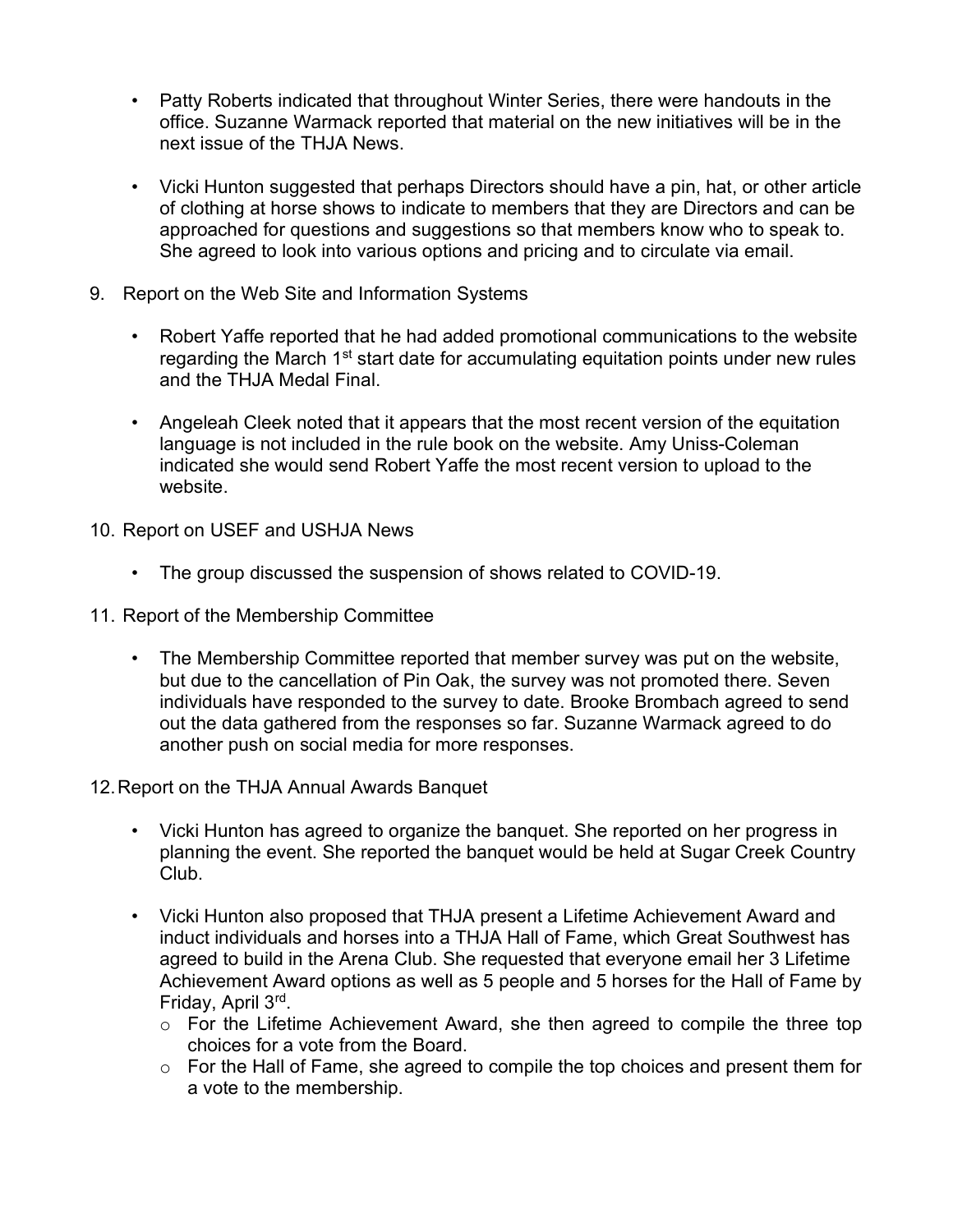- Patty Roberts indicated that throughout Winter Series, there were handouts in the office. Suzanne Warmack reported that material on the new initiatives will be in the next issue of the THJA News.

- Vicki Hunton suggested that perhaps Directors should have a pin, hat, or other article of clothing at horse shows to indicate to members that they are Directors and can be approached for questions and suggestions so that members know who to speak to. She agreed to look into various options and pricing and to circulate via email.

9. Report on the Web Site and Information Systems

    - Robert Yaffe reported that he had added promotional communications to the website regarding the March 1st start date for accumulating equitation points under new rules and the THJA Medal Final.

    - Angeleah Cleek noted that it appears that the most recent version of the equitation language is not included in the rule book on the website. Amy Uniss-Coleman indicated she would send Robert Yaffe the most recent version to upload to the website.

10. Report on USEF and USHJA News

    - The group discussed the suspension of shows related to COVID-19.

11. Report of the Membership Committee

    - The Membership Committee reported that member survey was put on the website, but due to the cancellation of Pin Oak, the survey was not promoted there. Seven individuals have responded to the survey to date. Brooke Brombach agreed to send out the data gathered from the responses so far. Suzanne Warmack agreed to do another push on social media for more responses.

12. Report on the THJA Annual Awards Banquet

    - Vicki Hunton has agreed to organize the banquet. She reported on her progress in planning the event. She reported the banquet would be held at Sugar Creek Country Club.

    - Vicki Hunton also proposed that THJA present a Lifetime Achievement Award and induct individuals and horses into a THJA Hall of Fame, which Great Southwest has agreed to build in the Arena Club. She requested that everyone email her 3 Lifetime Achievement Award options as well as 5 people and 5 horses for the Hall of Fame by Friday, April 3rd.
        - For the Lifetime Achievement Award, she then agreed to compile the three top choices for a vote from the Board.
        - For the Hall of Fame, she agreed to compile the top choices and present them for a vote to the membership.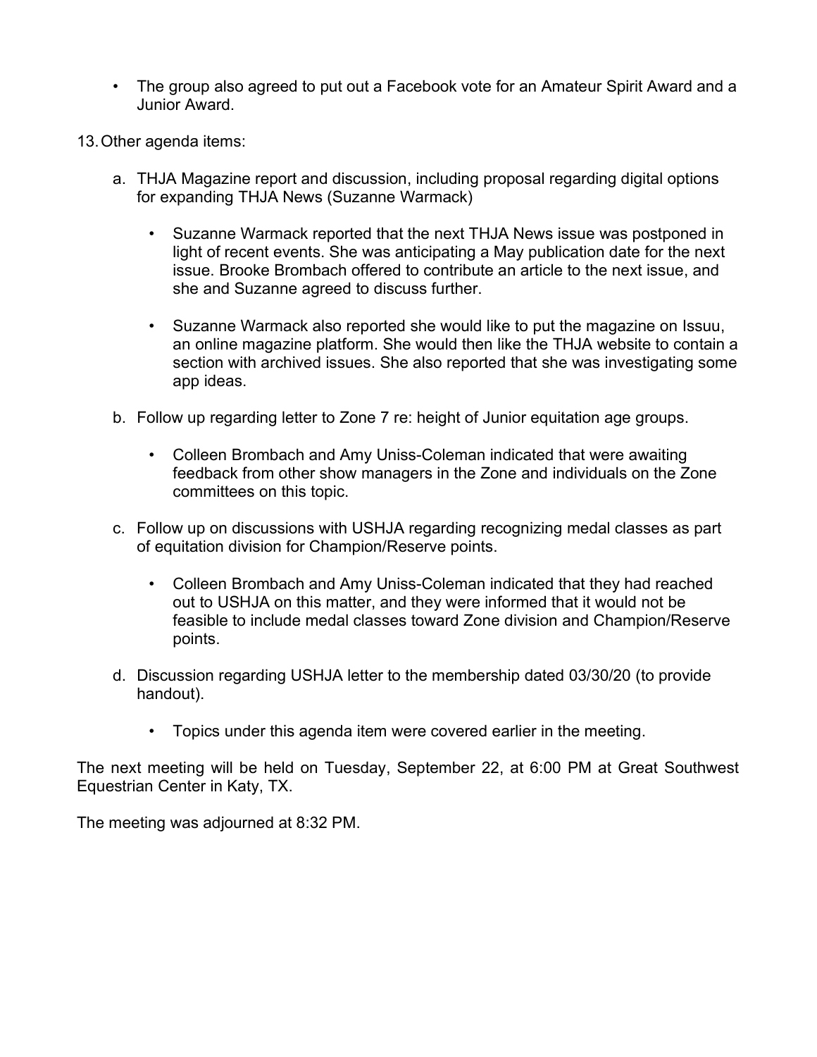- The group also agreed to put out a Facebook vote for an Amateur Spirit Award and a Junior Award.

13. Other agenda items:

    a. THJA Magazine report and discussion, including proposal regarding digital options for expanding THJA News (Suzanne Warmack)

    - Suzanne Warmack reported that the next THJA News issue was postponed in light of recent events. She was anticipating a May publication date for the next issue. Brooke Brombach offered to contribute an article to the next issue, and she and Suzanne agreed to discuss further.

    - Suzanne Warmack also reported she would like to put the magazine on Issuu, an online magazine platform. She would then like the THJA website to contain a section with archived issues. She also reported that she was investigating some app ideas.

    b. Follow up regarding letter to Zone 7 re: height of Junior equitation age groups.

    - Colleen Brombach and Amy Uniss-Coleman indicated that were awaiting feedback from other show managers in the Zone and individuals on the Zone committees on this topic.

    c. Follow up on discussions with USHJA regarding recognizing medal classes as part of equitation division for Champion/Reserve points.

    - Colleen Brombach and Amy Uniss-Coleman indicated that they had reached out to USHJA on this matter, and they were informed that it would not be feasible to include medal classes toward Zone division and Champion/Reserve points.

    d. Discussion regarding USHJA letter to the membership dated 03/30/20 (to provide handout).

    - Topics under this agenda item were covered earlier in the meeting.

The next meeting will be held on Tuesday, September 22, at 6:00 PM at Great Southwest Equestrian Center in Katy, TX.

The meeting was adjourned at 8:32 PM.